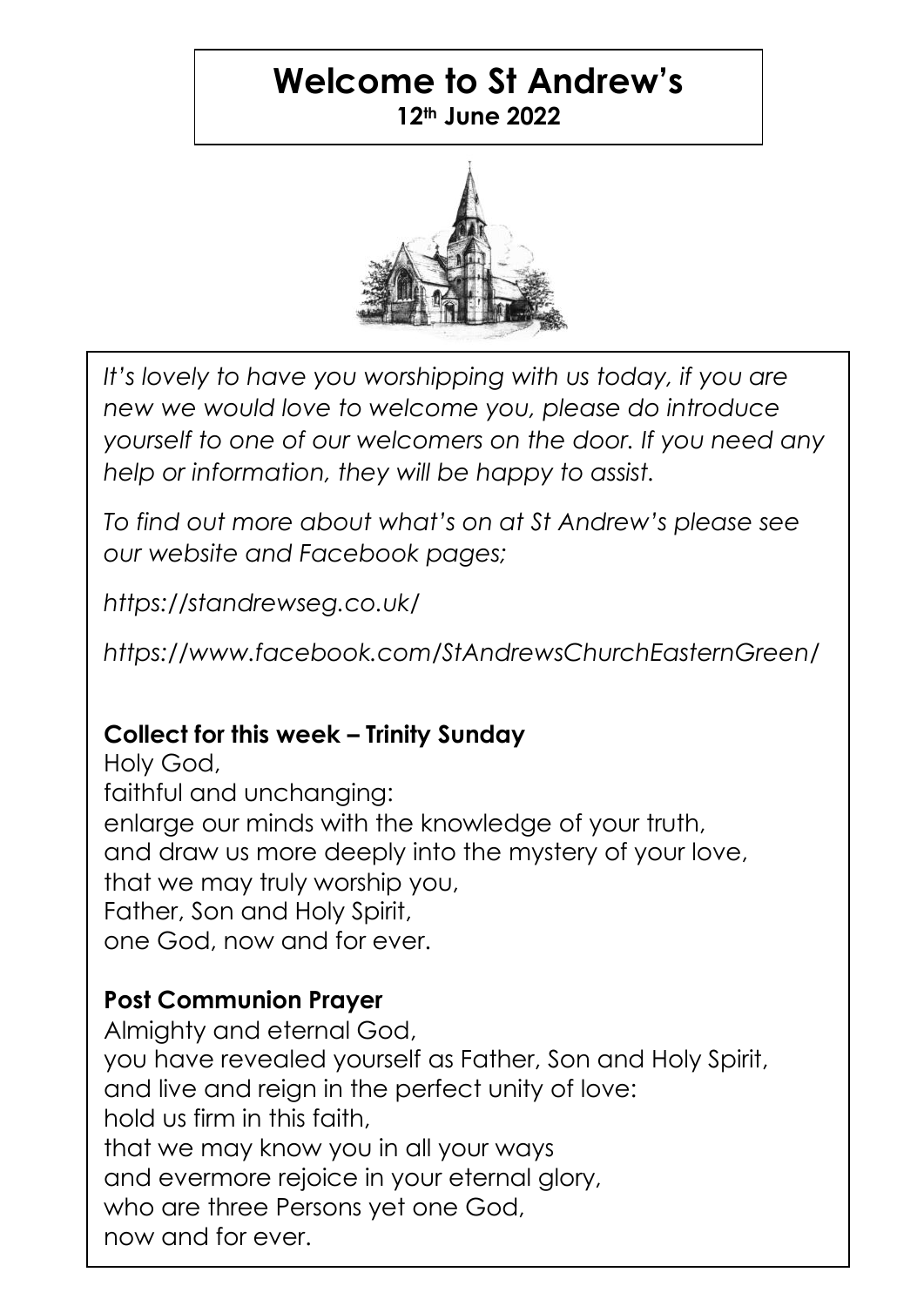# Welcome to St Andrew's

**12th June 2022**

*It's lovely to have you worshipping with us today, if you are new we would love to welcome you, please do introduce yourself to one of our welcomers on the door. If you need any help or information, they will be happy to assist.*

*To find out more about what's on at St Andrew's please see our website and Facebook pages;*

*https://standrewseg.co.uk/*

*https://www.facebook.com/StAndrewsChurchEasternGreen/*

**Collect for this week – Trinity Sunday**

Holy God,
faithful and unchanging:
enlarge our minds with the knowledge of your truth,
and draw us more deeply into the mystery of your love,
that we may truly worship you,
Father, Son and Holy Spirit,
one God, now and for ever.

**Post Communion Prayer**

Almighty and eternal God,
you have revealed yourself as Father, Son and Holy Spirit,
and live and reign in the perfect unity of love:
hold us firm in this faith,
that we may know you in all your ways
and evermore rejoice in your eternal glory,
who are three Persons yet one God,
now and for ever.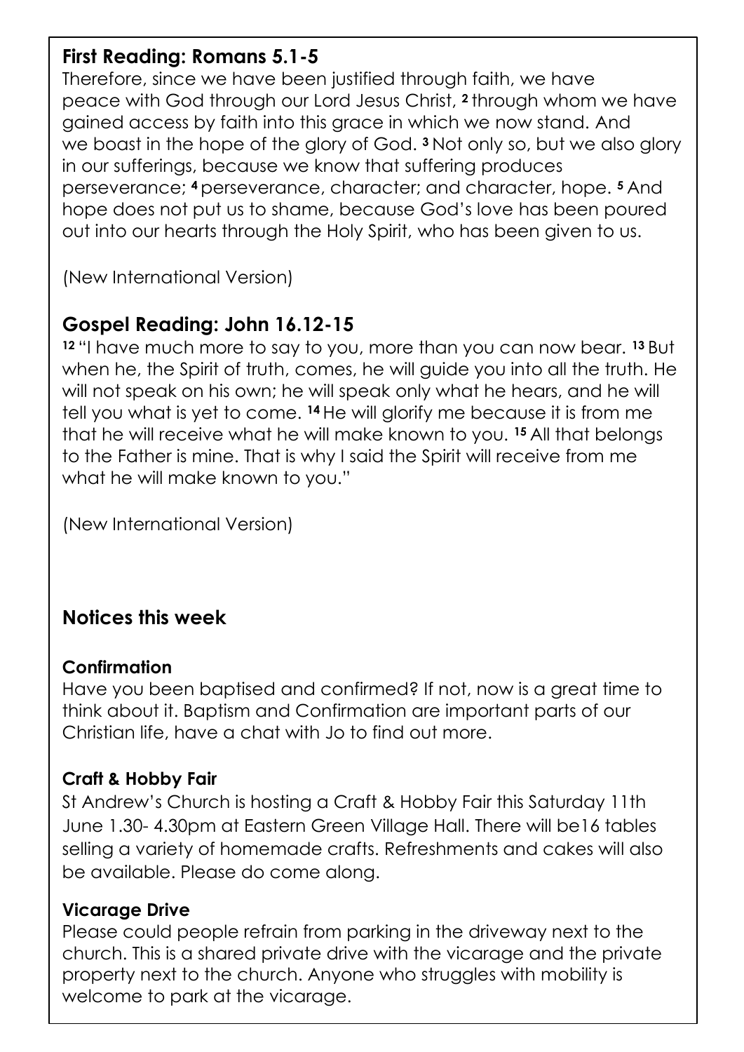### First Reading: Romans 5.1-5

Therefore, since we have been justified through faith, we have peace with God through our Lord Jesus Christ, **2** through whom we have gained access by faith into this grace in which we now stand. And we boast in the hope of the glory of God. **3** Not only so, but we also glory in our sufferings, because we know that suffering produces perseverance; **4** perseverance, character; and character, hope. **5** And hope does not put us to shame, because God's love has been poured out into our hearts through the Holy Spirit, who has been given to us.

(New International Version)

## Gospel Reading: John 16.12-15

**12** "I have much more to say to you, more than you can now bear. **13** But when he, the Spirit of truth, comes, he will guide you into all the truth. He will not speak on his own; he will speak only what he hears, and he will tell you what is yet to come. **14** He will glorify me because it is from me that he will receive what he will make known to you. **15** All that belongs to the Father is mine. That is why I said the Spirit will receive from me what he will make known to you."

(New International Version)

## Notices this week

### Confirmation

Have you been baptised and confirmed? If not, now is a great time to think about it. Baptism and Confirmation are important parts of our Christian life, have a chat with Jo to find out more.

### Craft & Hobby Fair

St Andrew's Church is hosting a Craft & Hobby Fair this Saturday 11th June 1.30- 4.30pm at Eastern Green Village Hall. There will be16 tables selling a variety of homemade crafts. Refreshments and cakes will also be available. Please do come along.

### Vicarage Drive

Please could people refrain from parking in the driveway next to the church. This is a shared private drive with the vicarage and the private property next to the church. Anyone who struggles with mobility is welcome to park at the vicarage.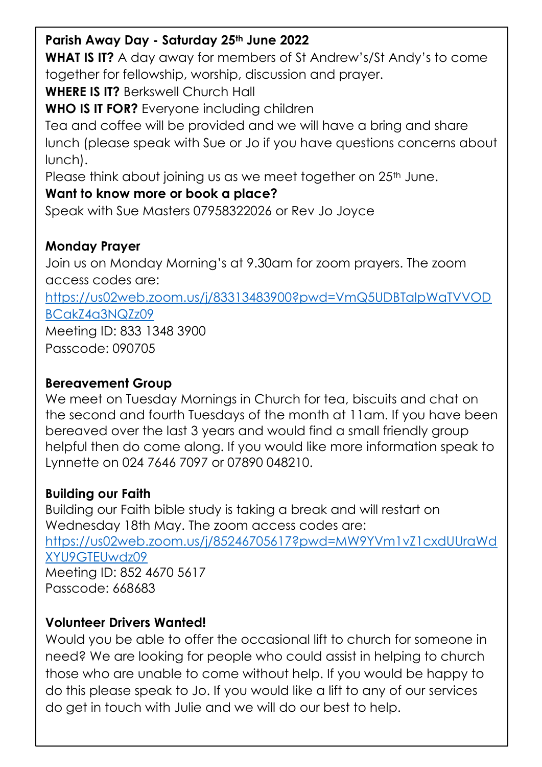**Parish Away Day - Saturday 25th June 2022**

**WHAT IS IT?** A day away for members of St Andrew's/St Andy's to come together for fellowship, worship, discussion and prayer.

**WHERE IS IT?** Berkswell Church Hall

**WHO IS IT FOR?** Everyone including children

Tea and coffee will be provided and we will have a bring and share lunch (please speak with Sue or Jo if you have questions concerns about lunch).

Please think about joining us as we meet together on 25th June.

**Want to know more or book a place?**

Speak with Sue Masters 07958322026 or Rev Jo Joyce

**Monday Prayer**

Join us on Monday Morning's at 9.30am for zoom prayers. The zoom access codes are:

https://us02web.zoom.us/j/83313483900?pwd=VmQ5UDBTalpWaTVVODBCakZ4a3NQZz09

Meeting ID: 833 1348 3900

Passcode: 090705

**Bereavement Group**

We meet on Tuesday Mornings in Church for tea, biscuits and chat on the second and fourth Tuesdays of the month at 11am. If you have been bereaved over the last 3 years and would find a small friendly group helpful then do come along. If you would like more information speak to Lynnette on 024 7646 7097 or 07890 048210.

**Building our Faith**

Building our Faith bible study is taking a break and will restart on Wednesday 18th May. The zoom access codes are:

https://us02web.zoom.us/j/85246705617?pwd=MW9YVm1vZ1cxdUUraWdXYU9GTEUwdz09

Meeting ID: 852 4670 5617

Passcode: 668683

**Volunteer Drivers Wanted!**

Would you be able to offer the occasional lift to church for someone in need? We are looking for people who could assist in helping to church those who are unable to come without help. If you would be happy to do this please speak to Jo. If you would like a lift to any of our services do get in touch with Julie and we will do our best to help.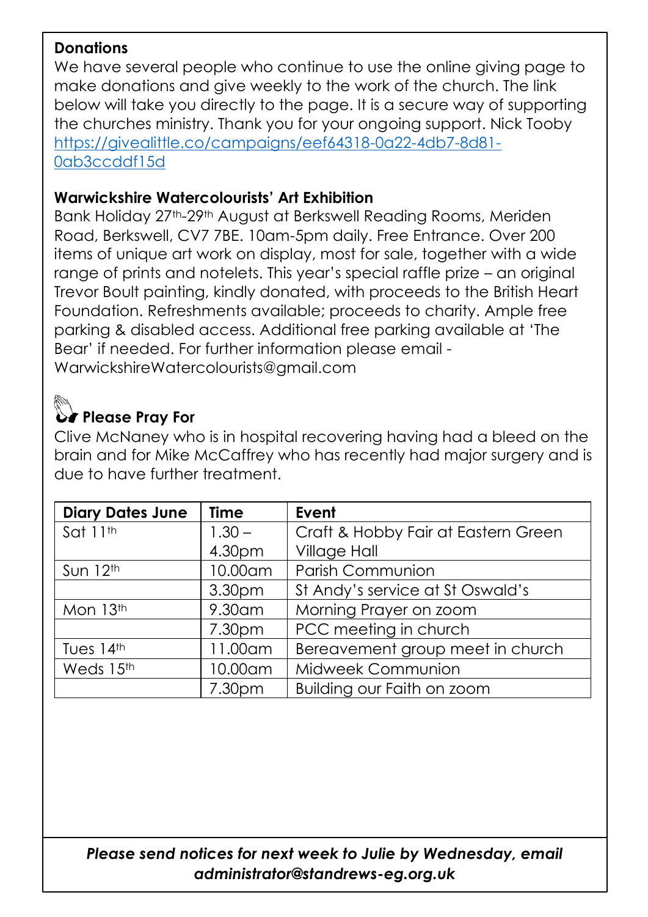**Donations**

We have several people who continue to use the online giving page to make donations and give weekly to the work of the church. The link below will take you directly to the page. It is a secure way of supporting the churches ministry. Thank you for your ongoing support. Nick Tooby https://givealittle.co/campaigns/eef64318-0a22-4db7-8d81-0ab3ccddf15d

**Warwickshire Watercolourists' Art Exhibition**

Bank Holiday 27th-29th August at Berkswell Reading Rooms, Meriden Road, Berkswell, CV7 7BE. 10am-5pm daily. Free Entrance. Over 200 items of unique art work on display, most for sale, together with a wide range of prints and notelets. This year's special raffle prize – an original Trevor Boult painting, kindly donated, with proceeds to the British Heart Foundation. Refreshments available; proceeds to charity. Ample free parking & disabled access. Additional free parking available at 'The Bear' if needed. For further information please email - WarwickshireWatercolourists@gmail.com

**Please Pray For**

Clive McNaney who is in hospital recovering having had a bleed on the brain and for Mike McCaffrey who has recently had major surgery and is due to have further treatment.

| Diary Dates June | Time | Event |
|---|---|---|
| Sat 11th | 1.30 – 4.30pm | Craft & Hobby Fair at Eastern Green Village Hall |
| Sun 12th | 10.00am | Parish Communion |
| | 3.30pm | St Andy's service at St Oswald's |
| Mon 13th | 9.30am | Morning Prayer on zoom |
| | 7.30pm | PCC meeting in church |
| Tues 14th | 11.00am | Bereavement group meet in church |
| Weds 15th | 10.00am | Midweek Communion |
| | 7.30pm | Building our Faith on zoom |

***Please send notices for next week to Julie by Wednesday, email administrator@standrews-eg.org.uk***